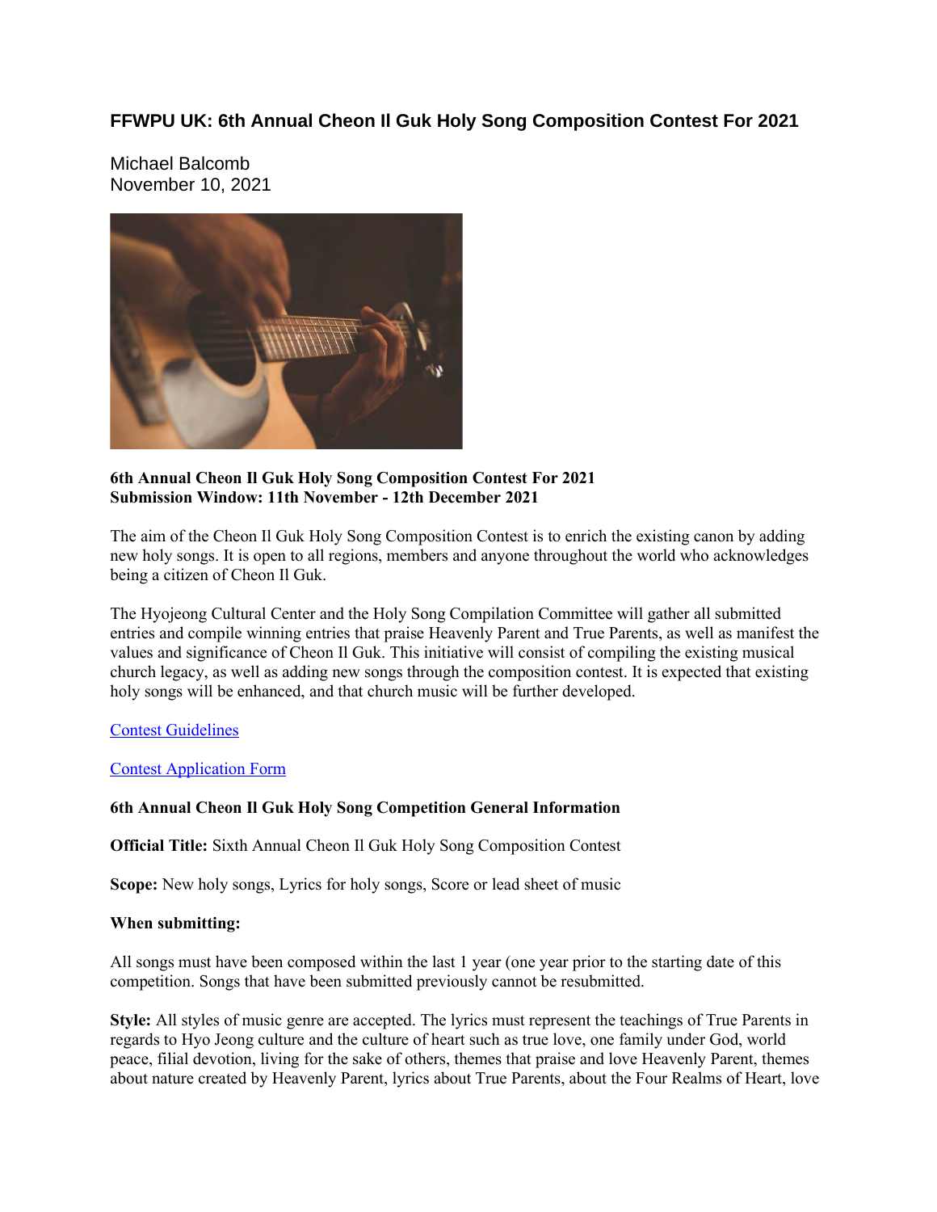# FFWPU UK: 6th Annual Cheon Il Guk Holy Song Composition Contest For 2021

Michael Balcomb
November 10, 2021

**6th Annual Cheon Il Guk Holy Song Composition Contest For 2021**
**Submission Window: 11th November - 12th December 2021**

The aim of the Cheon Il Guk Holy Song Composition Contest is to enrich the existing canon by adding new holy songs. It is open to all regions, members and anyone throughout the world who acknowledges being a citizen of Cheon Il Guk.

The Hyojeong Cultural Center and the Holy Song Compilation Committee will gather all submitted entries and compile winning entries that praise Heavenly Parent and True Parents, as well as manifest the values and significance of Cheon Il Guk. This initiative will consist of compiling the existing musical church legacy, as well as adding new songs through the composition contest. It is expected that existing holy songs will be enhanced, and that church music will be further developed.

Contest Guidelines

Contest Application Form

**6th Annual Cheon Il Guk Holy Song Competition General Information**

**Official Title:** Sixth Annual Cheon Il Guk Holy Song Composition Contest

**Scope:** New holy songs, Lyrics for holy songs, Score or lead sheet of music

**When submitting:**

All songs must have been composed within the last 1 year (one year prior to the starting date of this competition. Songs that have been submitted previously cannot be resubmitted.

**Style:** All styles of music genre are accepted. The lyrics must represent the teachings of True Parents in regards to Hyo Jeong culture and the culture of heart such as true love, one family under God, world peace, filial devotion, living for the sake of others, themes that praise and love Heavenly Parent, themes about nature created by Heavenly Parent, lyrics about True Parents, about the Four Realms of Heart, love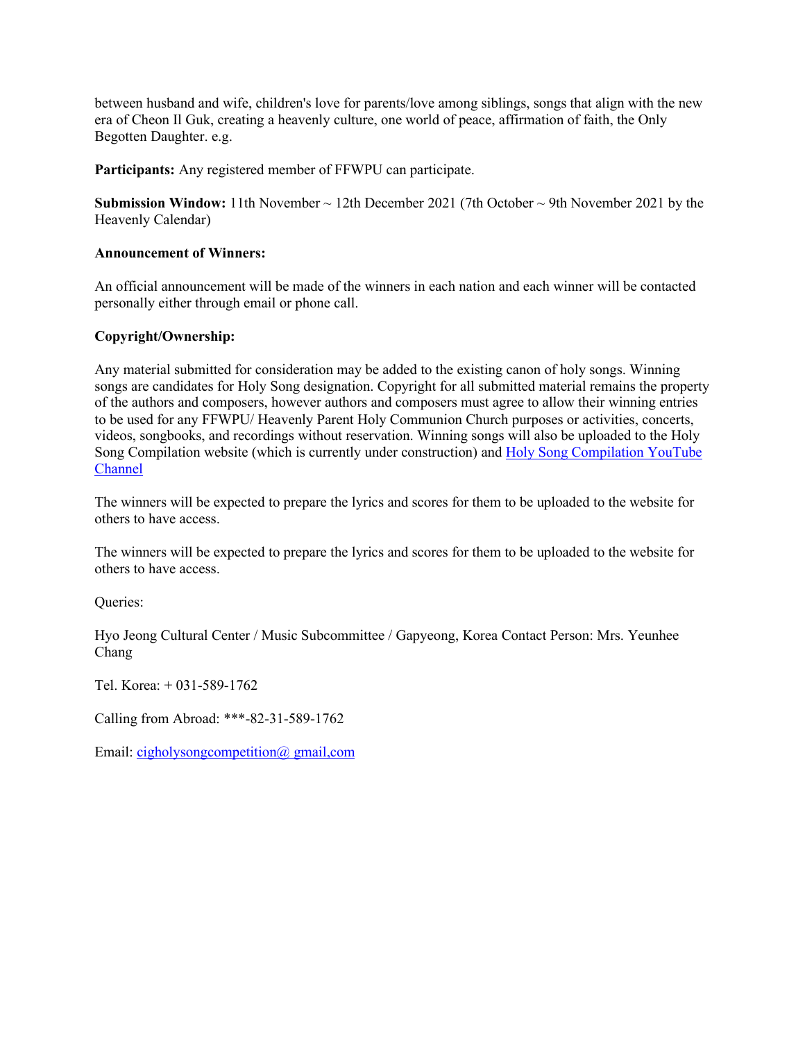between husband and wife, children's love for parents/love among siblings, songs that align with the new era of Cheon Il Guk, creating a heavenly culture, one world of peace, affirmation of faith, the Only Begotten Daughter. e.g.

**Participants:** Any registered member of FFWPU can participate.

**Submission Window:** 11th November ~ 12th December 2021 (7th October ~ 9th November 2021 by the Heavenly Calendar)

**Announcement of Winners:**

An official announcement will be made of the winners in each nation and each winner will be contacted personally either through email or phone call.

**Copyright/Ownership:**

Any material submitted for consideration may be added to the existing canon of holy songs. Winning songs are candidates for Holy Song designation. Copyright for all submitted material remains the property of the authors and composers, however authors and composers must agree to allow their winning entries to be used for any FFWPU/ Heavenly Parent Holy Communion Church purposes or activities, concerts, videos, songbooks, and recordings without reservation. Winning songs will also be uploaded to the Holy Song Compilation website (which is currently under construction) and Holy Song Compilation YouTube Channel

The winners will be expected to prepare the lyrics and scores for them to be uploaded to the website for others to have access.

The winners will be expected to prepare the lyrics and scores for them to be uploaded to the website for others to have access.

Queries:

Hyo Jeong Cultural Center / Music Subcommittee / Gapyeong, Korea Contact Person: Mrs. Yeunhee Chang

Tel. Korea: + 031-589-1762

Calling from Abroad: ***-82-31-589-1762

Email: cigholysongcompetition@ gmail,com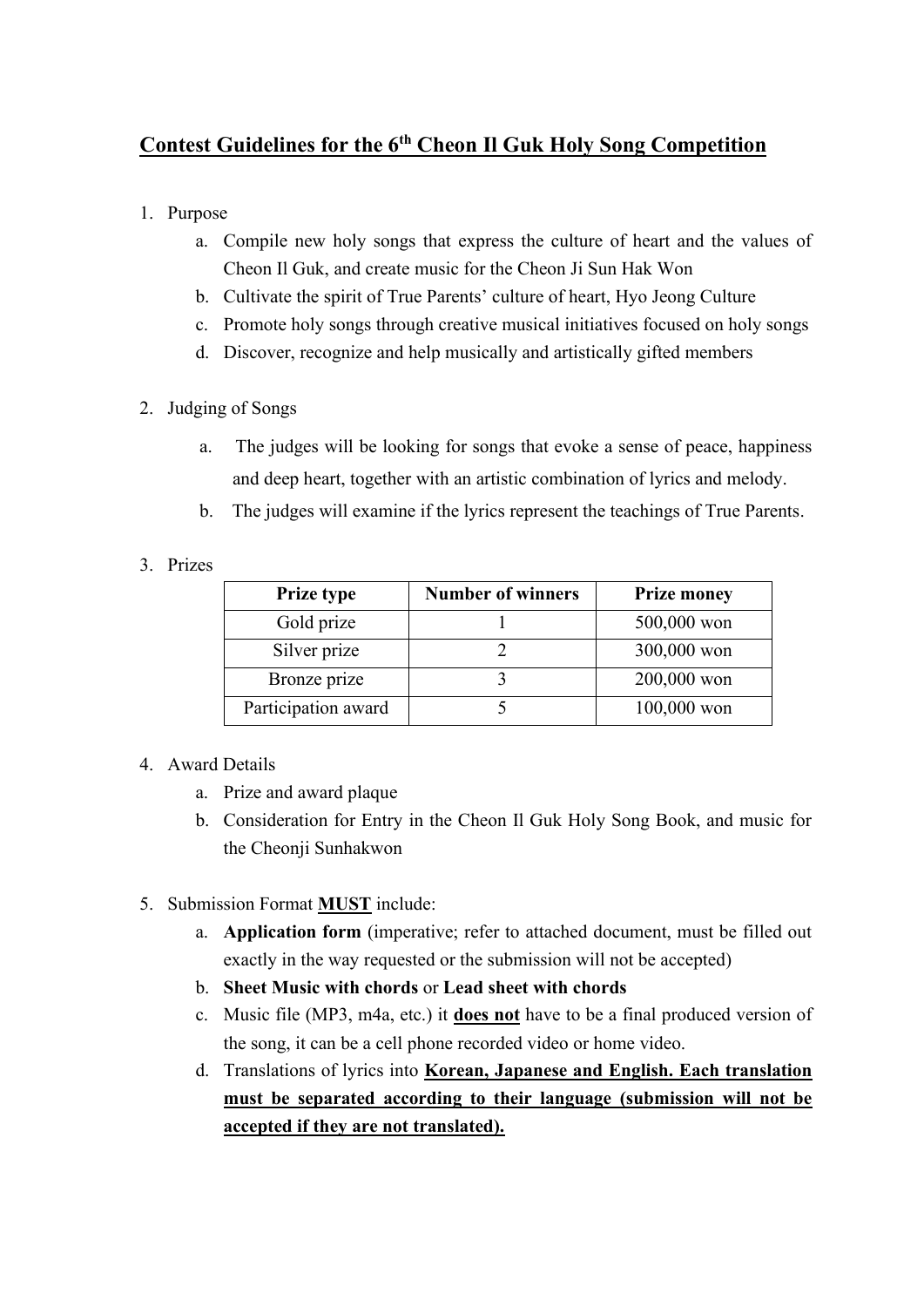## Contest Guidelines for the 6th Cheon Il Guk Holy Song Competition

1. Purpose
    a. Compile new holy songs that express the culture of heart and the values of Cheon Il Guk, and create music for the Cheon Ji Sun Hak Won
    b. Cultivate the spirit of True Parents' culture of heart, Hyo Jeong Culture
    c. Promote holy songs through creative musical initiatives focused on holy songs
    d. Discover, recognize and help musically and artistically gifted members

2. Judging of Songs
    a. The judges will be looking for songs that evoke a sense of peace, happiness and deep heart, together with an artistic combination of lyrics and melody.
    b. The judges will examine if the lyrics represent the teachings of True Parents.

3. Prizes

| Prize type | Number of winners | Prize money |
|---|---|---|
| Gold prize | 1 | 500,000 won |
| Silver prize | 2 | 300,000 won |
| Bronze prize | 3 | 200,000 won |
| Participation award | 5 | 100,000 won |

4. Award Details
    a. Prize and award plaque
    b. Consideration for Entry in the Cheon Il Guk Holy Song Book, and music for the Cheonji Sunhakwon

5. Submission Format **MUST** include:
    a. **Application form** (imperative; refer to attached document, must be filled out exactly in the way requested or the submission will not be accepted)
    b. **Sheet Music with chords** or **Lead sheet with chords**
    c. Music file (MP3, m4a, etc.) it **does not** have to be a final produced version of the song, it can be a cell phone recorded video or home video.
    d. Translations of lyrics into **Korean, Japanese and English. Each translation must be separated according to their language (submission will not be accepted if they are not translated).**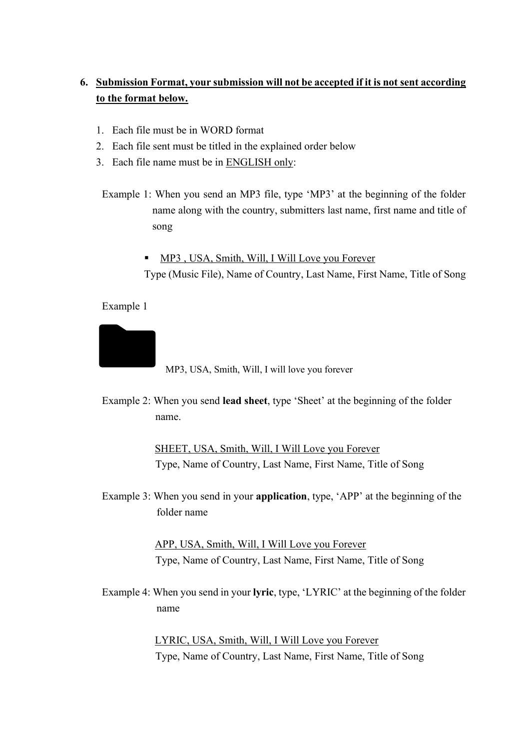6. <u>**Submission Format, your submission will not be accepted if it is not sent according to the format below.**</u>

    1. Each file must be in WORD format
    2. Each file sent must be titled in the explained order below
    3. Each file name must be in <u>ENGLISH only</u>:

Example 1: When you send an MP3 file, type 'MP3' at the beginning of the folder name along with the country, submitters last name, first name and title of song

- <u>MP3 , USA, Smith, Will, I Will Love you Forever</u>
  Type (Music File), Name of Country, Last Name, First Name, Title of Song

Example 1

MP3, USA, Smith, Will, I will love you forever

Example 2: When you send **lead sheet**, type 'Sheet' at the beginning of the folder name.

<u>SHEET, USA, Smith, Will, I Will Love you Forever</u>
Type, Name of Country, Last Name, First Name, Title of Song

Example 3: When you send in your **application**, type, 'APP' at the beginning of the folder name

<u>APP, USA, Smith, Will, I Will Love you Forever</u>
Type, Name of Country, Last Name, First Name, Title of Song

Example 4: When you send in your **lyric**, type, 'LYRIC' at the beginning of the folder name

<u>LYRIC, USA, Smith, Will, I Will Love you Forever</u>
Type, Name of Country, Last Name, First Name, Title of Song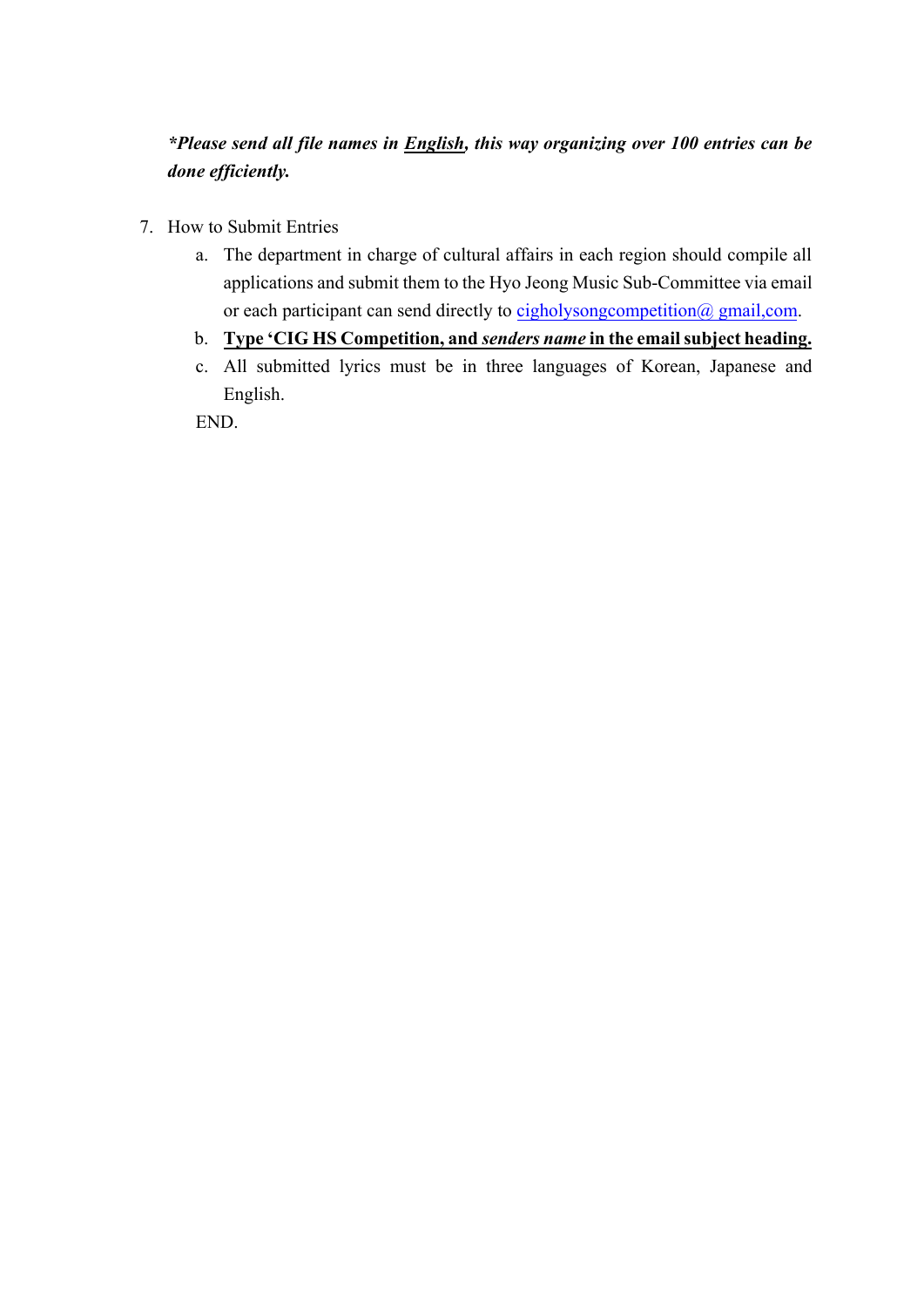***Please send all file names in <u>English</u>, this way organizing over 100 entries can be done efficiently.***

7. How to Submit Entries
   a. The department in charge of cultural affairs in each region should compile all applications and submit them to the Hyo Jeong Music Sub-Committee via email or each participant can send directly to cigholysongcompetition@ gmail,com.
   b. **<u>Type 'CIG HS Competition, and *senders name* in the email subject heading.</u>**
   c. All submitted lyrics must be in three languages of Korean, Japanese and English.

   END.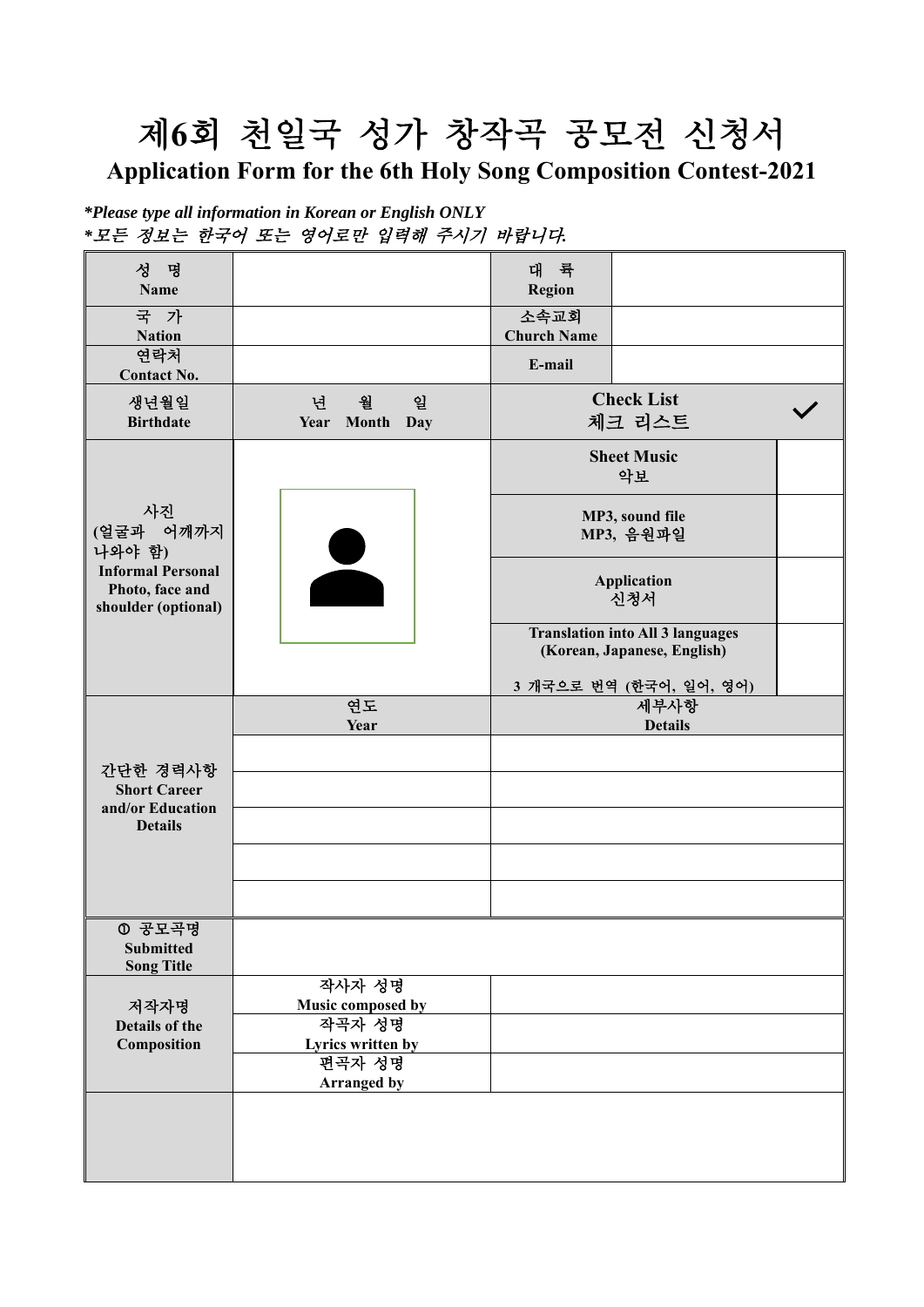# 제6회 천일국 성가 창작곡 공모전 신청서

## Application Form for the 6th Holy Song Composition Contest-2021

***Please type all information in Korean or English ONLY**

***모든 정보는 한국어 또는 영어로만 입력해 주시기 바랍니다.**

| | | | | |
|---|---|---|---|---|
| **성 명<br>Name** | | **대 륙<br>Region** | | |
| **국 가<br>Nation** | | **소속교회<br>Church Name** | | |
| **연락처<br>Contact No.** | | **E-mail** | | |
| **생년월일<br>Birthdate** | **년 월 일<br>Year Month Day** | **Check List<br>체크 리스트** | | ✓ |
| **사진<br>(얼굴과 어깨까지 나와야 함)<br>Informal Personal Photo, face and shoulder (optional)** | | **Sheet Music<br>악보** | | |
| | | **MP3, sound file<br>MP3, 음원파일** | | |
| | | **Application<br>신청서** | | |
| | | **Translation into All 3 languages (Korean, Japanese, English)<br>3 개국으로 번역 (한국어, 일어, 영어)** | | |
| **간단한 경력사항<br>Short Career and/or Education Details** | **연도<br>Year** | **세부사항<br>Details** | | |
| | | | | |
| | | | | |
| | | | | |
| | | | | |
| | | | | |
| **① 공모곡명<br>Submitted Song Title** | | | | |
| **저작자명<br>Details of the Composition** | **작사자 성명<br>Music composed by** | | | |
| | **작곡자 성명<br>Lyrics written by** | | | |
| | **편곡자 성명<br>Arranged by** | | | |
| | | | | |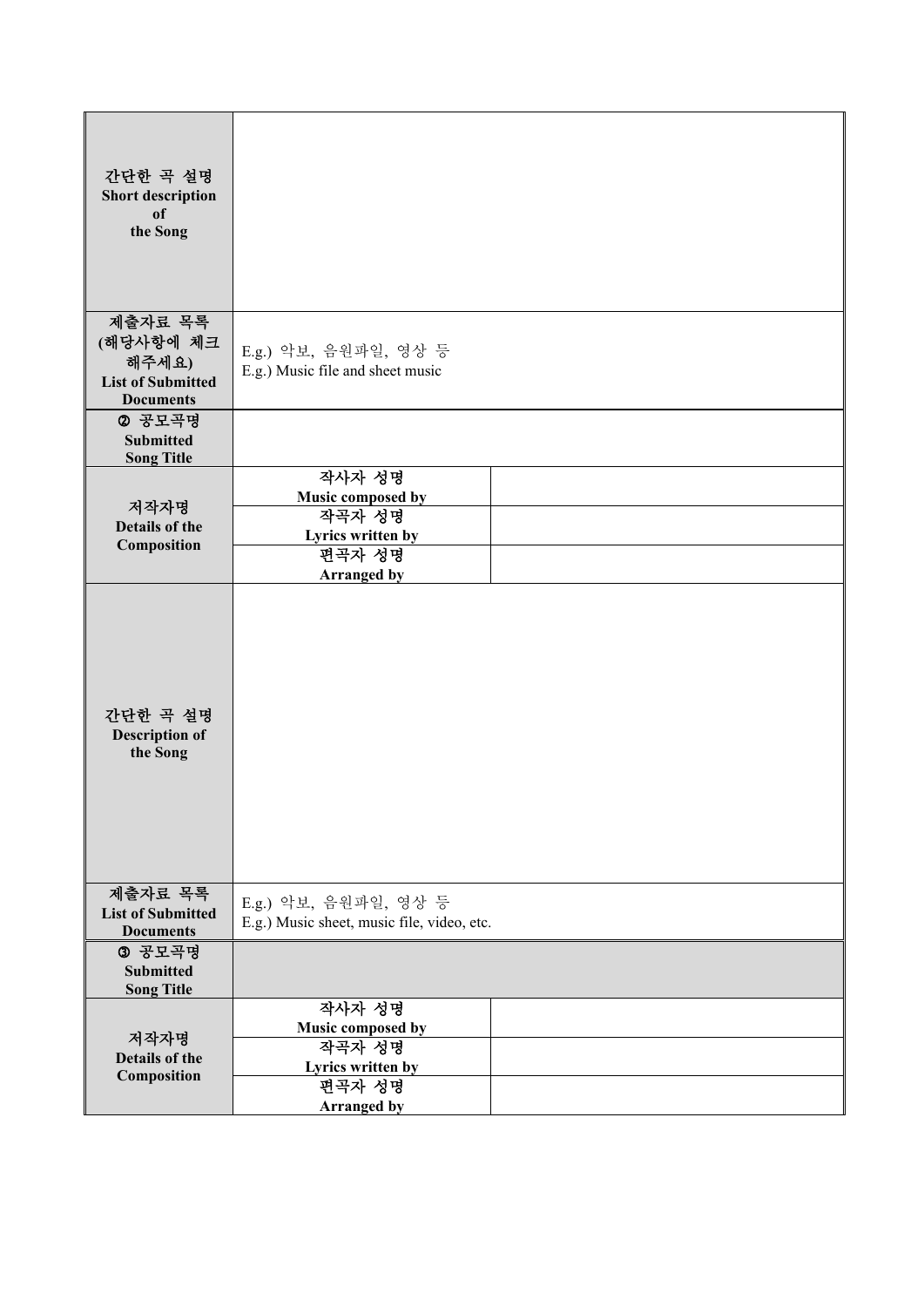| 간단한 곡 설명<br>**Short description of the Song** | | |
|---|---|---|
| **제출자료 목록 (해당사항에 체크해주세요)**<br>**List of Submitted Documents** | E.g.) 악보, 음원파일, 영상 등<br>E.g.) Music file and sheet music | |
| **② 공모곡명**<br>**Submitted Song Title** | | |
| **저작자명**<br>**Details of the Composition** | **작사자 성명**<br>**Music composed by** | |
| | **작곡자 성명**<br>**Lyrics written by** | |
| | **편곡자 성명**<br>**Arranged by** | |
| **간단한 곡 설명**<br>**Description of the Song** | | |
| **제출자료 목록**<br>**List of Submitted Documents** | E.g.) 악보, 음원파일, 영상 등<br>E.g.) Music sheet, music file, video, etc. | |
| **③ 공모곡명**<br>**Submitted Song Title** | | |
| **저작자명**<br>**Details of the Composition** | **작사자 성명**<br>**Music composed by** | |
| | **작곡자 성명**<br>**Lyrics written by** | |
| | **편곡자 성명**<br>**Arranged by** | |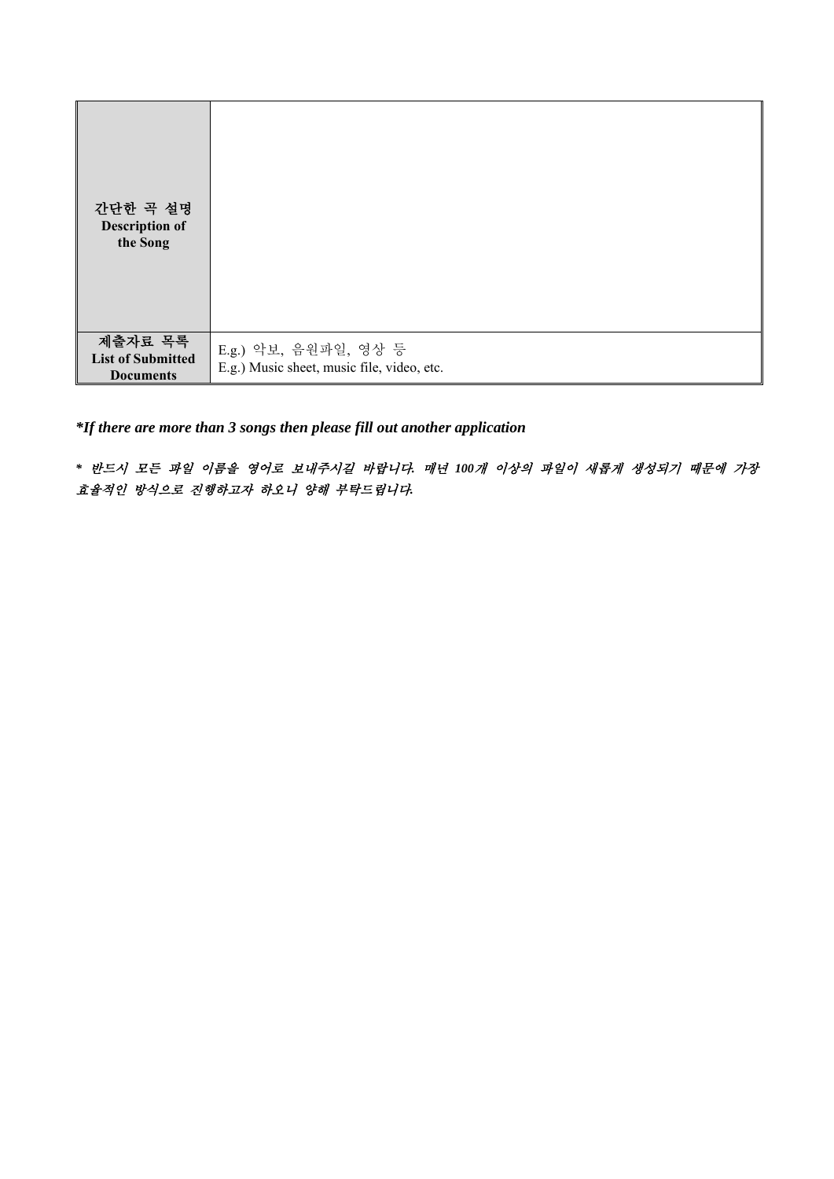| | |
|---|---|
| **간단한 곡 설명**<br>**Description of the Song** | |
| **제출자료 목록**<br>**List of Submitted Documents** | E.g.) 악보, 음원파일, 영상 등<br>E.g.) Music sheet, music file, video, etc. |

***If there are more than 3 songs then please fill out another application***

***\* 반드시 모든 파일 이름을 영어로 보내주시길 바랍니다. 매년 100개 이상의 파일이 새롭게 생성되기 때문에 가장 효율적인 방식으로 진행하고자 하오니 양해 부탁드립니다.***